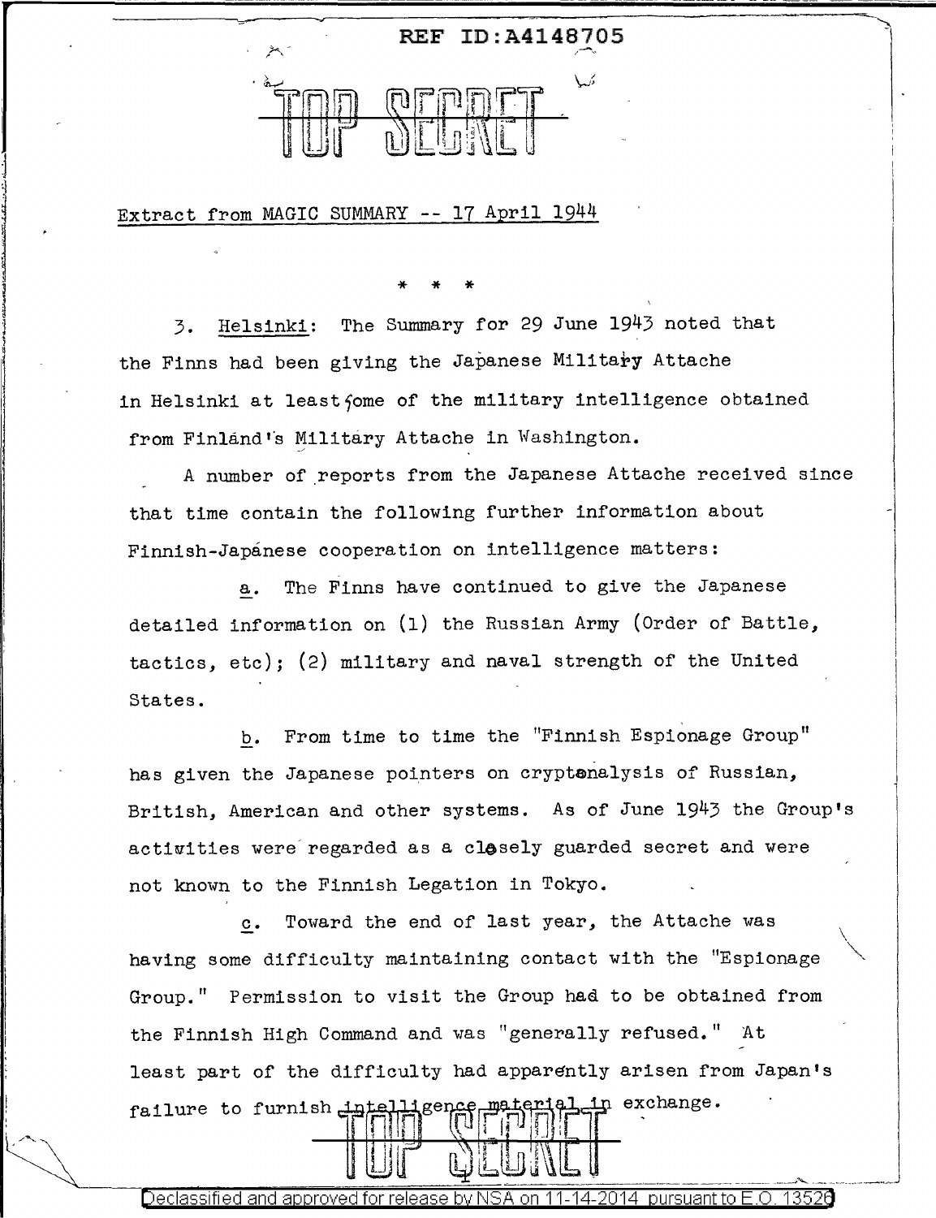REF ID:A4148705

TOP SECRET

Extract from MAGIC SUMMARY -- 17 April 1944

* * *

3. Helsinki: The Summary for 29 June 1943 noted that the Finns had been giving the Japanese Military Attache in Helsinki at least some of the military intelligence obtained from Finland's Military Attache in Washington.

A number of reports from the Japanese Attache received since that time contain the following further information about Finnish-Japanese cooperation on intelligence matters:

a. The Finns have continued to give the Japanese detailed information on (1) the Russian Army (Order of Battle, tactics, etc); (2) military and naval strength of the United States.

b. From time to time the "Finnish Espionage Group" has given the Japanese pointers on cryptanalysis of Russian, British, American and other systems. As of June 1943 the Group's activities were regarded as a closely guarded secret and were not known to the Finnish Legation in Tokyo.

c. Toward the end of last year, the Attache was having some difficulty maintaining contact with the "Espionage Group." Permission to visit the Group had to be obtained from the Finnish High Command and was "generally refused." At least part of the difficulty had apparently arisen from Japan's failure to furnish intelligence material in exchange.

TOP SECRET

Declassified and approved for release by NSA on 11-14-2014 pursuant to E.O. 13526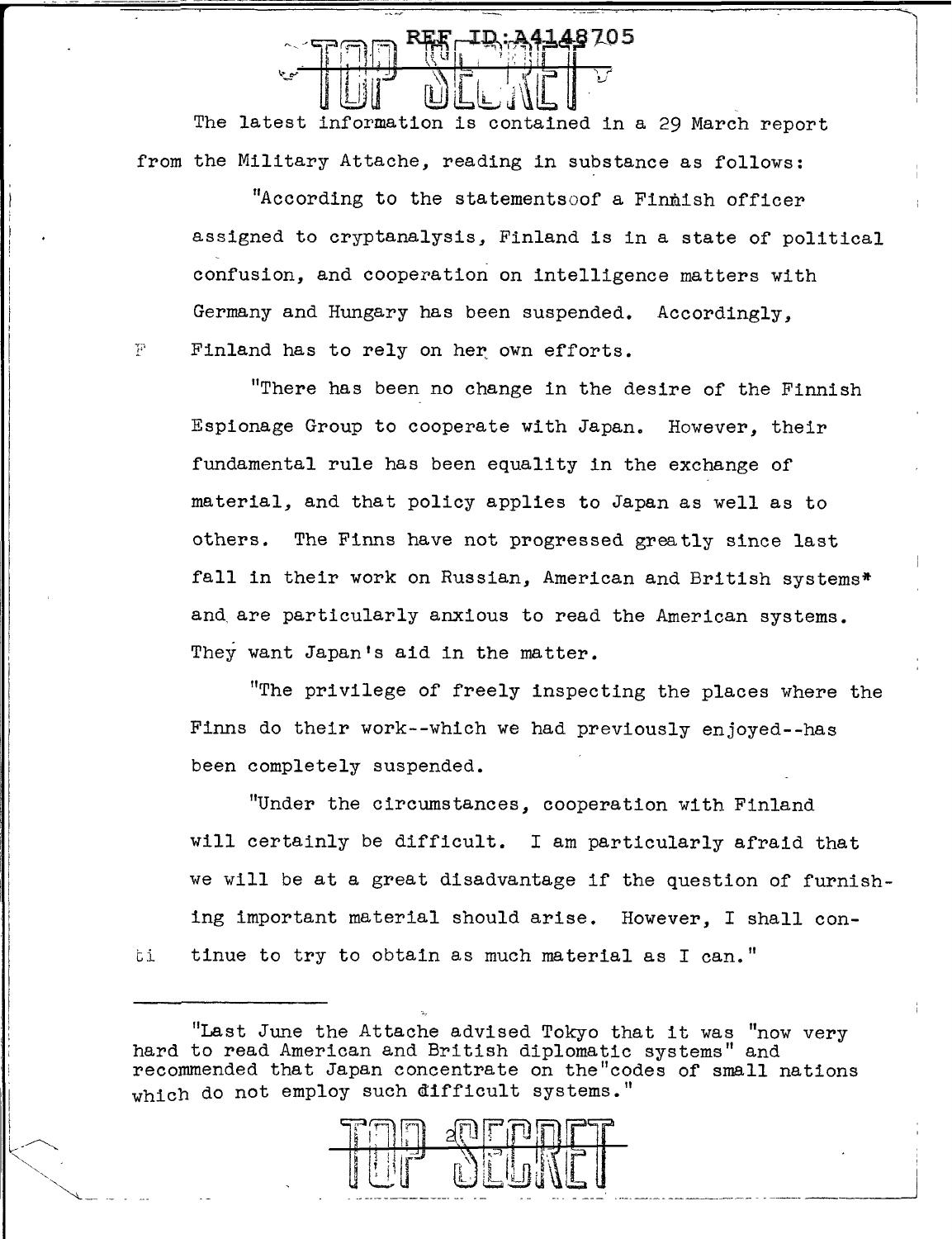The latest information is contained in a 29 March report from the Military Attache, reading in substance as follows:

"According to the statementsoof a Finnish officer assigned to cryptanalysis, Finland is in a state of political confusion, and cooperation on intelligence matters with Germany and Hungary has been suspended. Accordingly, Finland has to rely on her own efforts.

"There has been no change in the desire of the Finnish Espionage Group to cooperate with Japan. However, their fundamental rule has been equality in the exchange of material, and that policy applies to Japan as well as to others. The Finns have not progressed greatly since last fall in their work on Russian, American and British systems* and are particularly anxious to read the American systems. They want Japan's aid in the matter.

"The privilege of freely inspecting the places where the Finns do their work--which we had previously enjoyed--has been completely suspended.

"Under the circumstances, cooperation with Finland will certainly be difficult. I am particularly afraid that we will be at a great disadvantage if the question of furnishing important material should arise. However, I shall continue to try to obtain as much material as I can."

---

*Last June the Attache advised Tokyo that it was "now very hard to read American and British diplomatic systems" and recommended that Japan concentrate on the "codes of small nations which do not employ such difficult systems."